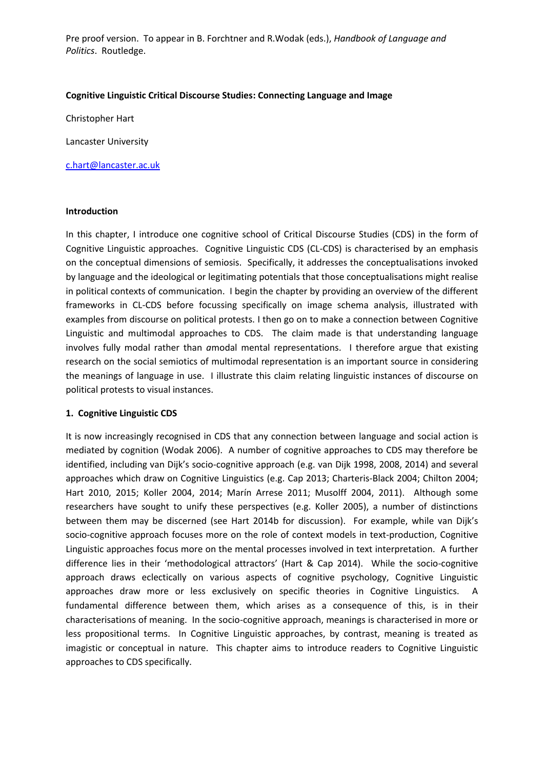Pre proof version. To appear in B. Forchtner and R.Wodak (eds.), *Handbook of Language and Politics*. Routledge.

**Cognitive Linguistic Critical Discourse Studies: Connecting Language and Image**

Christopher Hart

Lancaster University

c.hart@lancaster.ac.uk

## Introduction

In this chapter, I introduce one cognitive school of Critical Discourse Studies (CDS) in the form of Cognitive Linguistic approaches. Cognitive Linguistic CDS (CL-CDS) is characterised by an emphasis on the conceptual dimensions of semiosis. Specifically, it addresses the conceptualisations invoked by language and the ideological or legitimating potentials that those conceptualisations might realise in political contexts of communication. I begin the chapter by providing an overview of the different frameworks in CL-CDS before focussing specifically on image schema analysis, illustrated with examples from discourse on political protests. I then go on to make a connection between Cognitive Linguistic and multimodal approaches to CDS. The claim made is that understanding language involves fully modal rather than *a*modal mental representations. I therefore argue that existing research on the social semiotics of multimodal representation is an important source in considering the meanings of language in use. I illustrate this claim relating linguistic instances of discourse on political protests to visual instances.

## 1. Cognitive Linguistic CDS

It is now increasingly recognised in CDS that any connection between language and social action is mediated by cognition (Wodak 2006). A number of cognitive approaches to CDS may therefore be identified, including van Dijk's socio-cognitive approach (e.g. van Dijk 1998, 2008, 2014) and several approaches which draw on Cognitive Linguistics (e.g. Cap 2013; Charteris-Black 2004; Chilton 2004; Hart 2010, 2015; Koller 2004, 2014; Marín Arrese 2011; Musolff 2004, 2011). Although some researchers have sought to unify these perspectives (e.g. Koller 2005), a number of distinctions between them may be discerned (see Hart 2014b for discussion). For example, while van Dijk's socio-cognitive approach focuses more on the role of context models in text-production, Cognitive Linguistic approaches focus more on the mental processes involved in text interpretation. A further difference lies in their 'methodological attractors' (Hart & Cap 2014). While the socio-cognitive approach draws eclectically on various aspects of cognitive psychology, Cognitive Linguistic approaches draw more or less exclusively on specific theories in Cognitive Linguistics. A fundamental difference between them, which arises as a consequence of this, is in their characterisations of meaning. In the socio-cognitive approach, meanings is characterised in more or less propositional terms. In Cognitive Linguistic approaches, by contrast, meaning is treated as imagistic or conceptual in nature. This chapter aims to introduce readers to Cognitive Linguistic approaches to CDS specifically.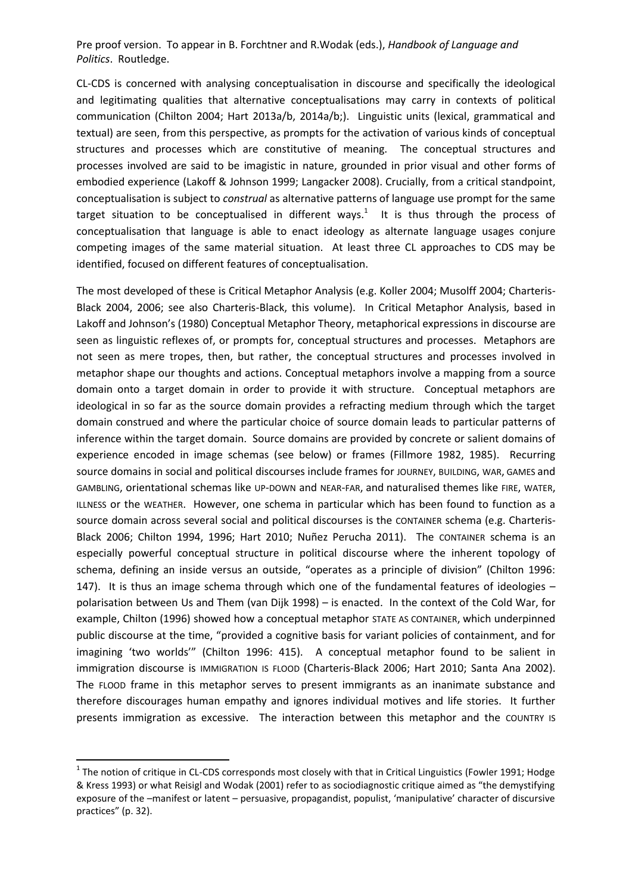CL-CDS is concerned with analysing conceptualisation in discourse and specifically the ideological and legitimating qualities that alternative conceptualisations may carry in contexts of political communication (Chilton 2004; Hart 2013a/b, 2014a/b;). Linguistic units (lexical, grammatical and textual) are seen, from this perspective, as prompts for the activation of various kinds of conceptual structures and processes which are constitutive of meaning. The conceptual structures and processes involved are said to be imagistic in nature, grounded in prior visual and other forms of embodied experience (Lakoff & Johnson 1999; Langacker 2008). Crucially, from a critical standpoint, conceptualisation is subject to *construal* as alternative patterns of language use prompt for the same target situation to be conceptualised in different ways.[1] It is thus through the process of conceptualisation that language is able to enact ideology as alternate language usages conjure competing images of the same material situation. At least three CL approaches to CDS may be identified, focused on different features of conceptualisation.

The most developed of these is Critical Metaphor Analysis (e.g. Koller 2004; Musolff 2004; Charteris-Black 2004, 2006; see also Charteris-Black, this volume). In Critical Metaphor Analysis, based in Lakoff and Johnson's (1980) Conceptual Metaphor Theory, metaphorical expressions in discourse are seen as linguistic reflexes of, or prompts for, conceptual structures and processes. Metaphors are not seen as mere tropes, then, but rather, the conceptual structures and processes involved in metaphor shape our thoughts and actions. Conceptual metaphors involve a mapping from a source domain onto a target domain in order to provide it with structure. Conceptual metaphors are ideological in so far as the source domain provides a refracting medium through which the target domain construed and where the particular choice of source domain leads to particular patterns of inference within the target domain. Source domains are provided by concrete or salient domains of experience encoded in image schemas (see below) or frames (Fillmore 1982, 1985). Recurring source domains in social and political discourses include frames for JOURNEY, BUILDING, WAR, GAMES and GAMBLING, orientational schemas like UP-DOWN and NEAR-FAR, and naturalised themes like FIRE, WATER, ILLNESS or the WEATHER. However, one schema in particular which has been found to function as a source domain across several social and political discourses is the CONTAINER schema (e.g. Charteris-Black 2006; Chilton 1994, 1996; Hart 2010; Nuñez Perucha 2011). The CONTAINER schema is an especially powerful conceptual structure in political discourse where the inherent topology of schema, defining an inside versus an outside, "operates as a principle of division" (Chilton 1996: 147). It is thus an image schema through which one of the fundamental features of ideologies – polarisation between Us and Them (van Dijk 1998) – is enacted. In the context of the Cold War, for example, Chilton (1996) showed how a conceptual metaphor STATE AS CONTAINER, which underpinned public discourse at the time, "provided a cognitive basis for variant policies of containment, and for imagining 'two worlds'" (Chilton 1996: 415). A conceptual metaphor found to be salient in immigration discourse is IMMIGRATION IS FLOOD (Charteris-Black 2006; Hart 2010; Santa Ana 2002). The FLOOD frame in this metaphor serves to present immigrants as an inanimate substance and therefore discourages human empathy and ignores individual motives and life stories. It further presents immigration as excessive. The interaction between this metaphor and the COUNTRY IS

[1] The notion of critique in CL-CDS corresponds most closely with that in Critical Linguistics (Fowler 1991; Hodge & Kress 1993) or what Reisigl and Wodak (2001) refer to as sociodiagnostic critique aimed as "the demystifying exposure of the –manifest or latent – persuasive, propagandist, populist, 'manipulative' character of discursive practices" (p. 32).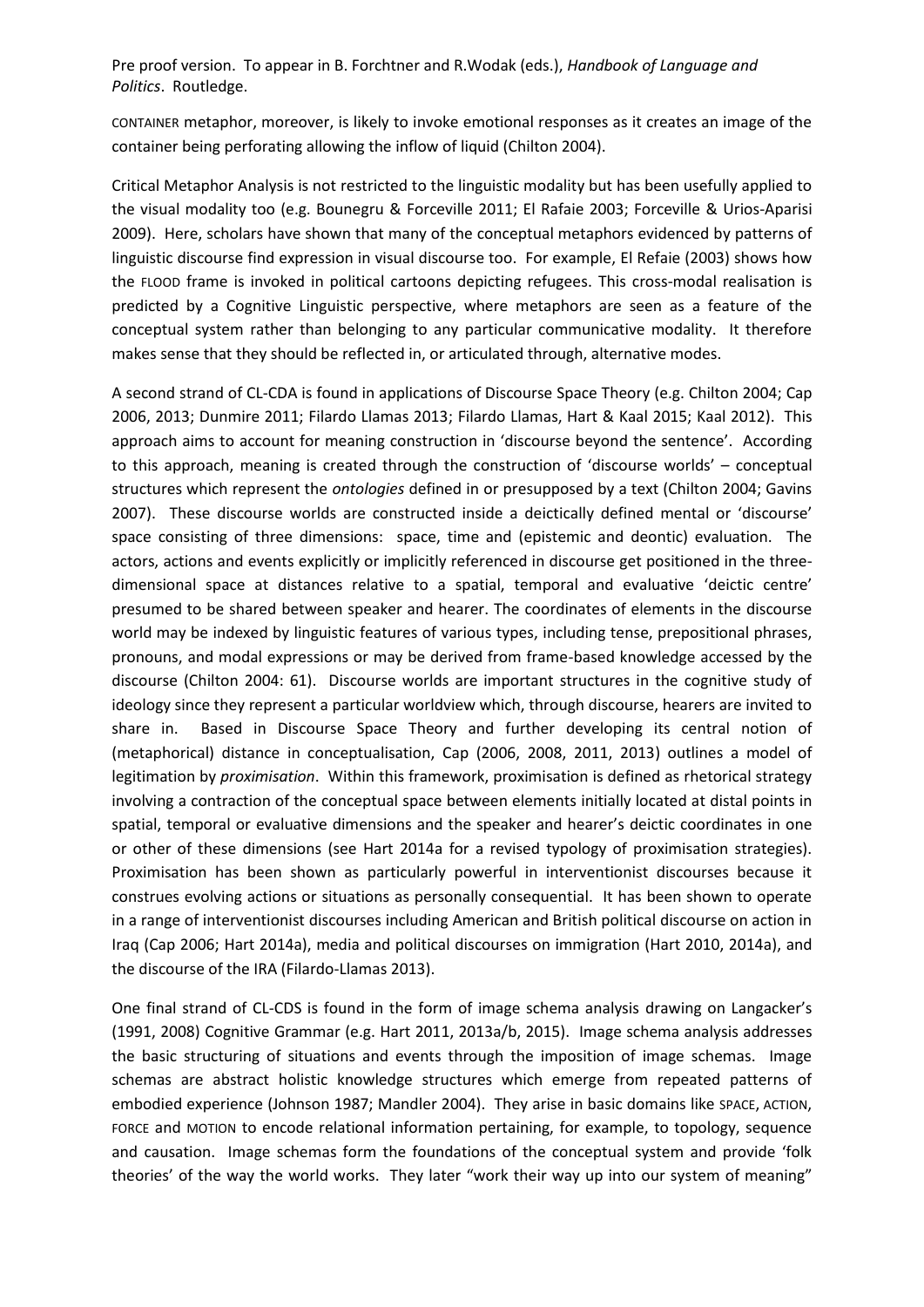CONTAINER metaphor, moreover, is likely to invoke emotional responses as it creates an image of the container being perforating allowing the inflow of liquid (Chilton 2004).

Critical Metaphor Analysis is not restricted to the linguistic modality but has been usefully applied to the visual modality too (e.g. Bounegru & Forceville 2011; El Rafaie 2003; Forceville & Urios-Aparisi 2009). Here, scholars have shown that many of the conceptual metaphors evidenced by patterns of linguistic discourse find expression in visual discourse too. For example, El Refaie (2003) shows how the FLOOD frame is invoked in political cartoons depicting refugees. This cross-modal realisation is predicted by a Cognitive Linguistic perspective, where metaphors are seen as a feature of the conceptual system rather than belonging to any particular communicative modality. It therefore makes sense that they should be reflected in, or articulated through, alternative modes.

A second strand of CL-CDA is found in applications of Discourse Space Theory (e.g. Chilton 2004; Cap 2006, 2013; Dunmire 2011; Filardo Llamas 2013; Filardo Llamas, Hart & Kaal 2015; Kaal 2012). This approach aims to account for meaning construction in 'discourse beyond the sentence'. According to this approach, meaning is created through the construction of 'discourse worlds' – conceptual structures which represent the *ontologies* defined in or presupposed by a text (Chilton 2004; Gavins 2007). These discourse worlds are constructed inside a deictically defined mental or 'discourse' space consisting of three dimensions: space, time and (epistemic and deontic) evaluation. The actors, actions and events explicitly or implicitly referenced in discourse get positioned in the three-dimensional space at distances relative to a spatial, temporal and evaluative 'deictic centre' presumed to be shared between speaker and hearer. The coordinates of elements in the discourse world may be indexed by linguistic features of various types, including tense, prepositional phrases, pronouns, and modal expressions or may be derived from frame-based knowledge accessed by the discourse (Chilton 2004: 61). Discourse worlds are important structures in the cognitive study of ideology since they represent a particular worldview which, through discourse, hearers are invited to share in. Based in Discourse Space Theory and further developing its central notion of (metaphorical) distance in conceptualisation, Cap (2006, 2008, 2011, 2013) outlines a model of legitimation by *proximisation*. Within this framework, proximisation is defined as rhetorical strategy involving a contraction of the conceptual space between elements initially located at distal points in spatial, temporal or evaluative dimensions and the speaker and hearer's deictic coordinates in one or other of these dimensions (see Hart 2014a for a revised typology of proximisation strategies). Proximisation has been shown as particularly powerful in interventionist discourses because it construes evolving actions or situations as personally consequential. It has been shown to operate in a range of interventionist discourses including American and British political discourse on action in Iraq (Cap 2006; Hart 2014a), media and political discourses on immigration (Hart 2010, 2014a), and the discourse of the IRA (Filardo-Llamas 2013).

One final strand of CL-CDS is found in the form of image schema analysis drawing on Langacker's (1991, 2008) Cognitive Grammar (e.g. Hart 2011, 2013a/b, 2015). Image schema analysis addresses the basic structuring of situations and events through the imposition of image schemas. Image schemas are abstract holistic knowledge structures which emerge from repeated patterns of embodied experience (Johnson 1987; Mandler 2004). They arise in basic domains like SPACE, ACTION, FORCE and MOTION to encode relational information pertaining, for example, to topology, sequence and causation. Image schemas form the foundations of the conceptual system and provide 'folk theories' of the way the world works. They later "work their way up into our system of meaning"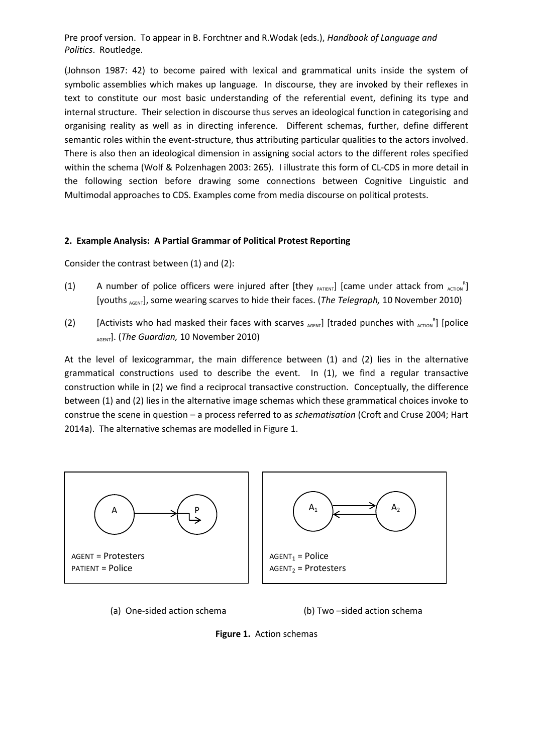(Johnson 1987: 42) to become paired with lexical and grammatical units inside the system of symbolic assemblies which makes up language. In discourse, they are invoked by their reflexes in text to constitute our most basic understanding of the referential event, defining its type and internal structure. Their selection in discourse thus serves an ideological function in categorising and organising reality as well as in directing inference. Different schemas, further, define different semantic roles within the event-structure, thus attributing particular qualities to the actors involved. There is also then an ideological dimension in assigning social actors to the different roles specified within the schema (Wolf & Polzenhagen 2003: 265). I illustrate this form of CL-CDS in more detail in the following section before drawing some connections between Cognitive Linguistic and Multimodal approaches to CDS. Examples come from media discourse on political protests.

## 2. Example Analysis: A Partial Grammar of Political Protest Reporting

Consider the contrast between (1) and (2):

(1) A number of police officers were injured after [they $_{\text{PATIENT}}$] [came under attack from $_{\text{ACTION}}{}^{\text{R}}$] [youths $_{\text{AGENT}}$], some wearing scarves to hide their faces. (*The Telegraph,* 10 November 2010)

(2) [Activists who had masked their faces with scarves $_{\text{AGENT}}$] [traded punches with $_{\text{ACTION}}{}^{\text{R}}$] [police $_{\text{AGENT}}$]. (*The Guardian,* 10 November 2010)

At the level of lexicogrammar, the main difference between (1) and (2) lies in the alternative grammatical constructions used to describe the event. In (1), we find a regular transactive construction while in (2) we find a reciprocal transactive construction. Conceptually, the difference between (1) and (2) lies in the alternative image schemas which these grammatical choices invoke to construe the scene in question – a process referred to as *schematisation* (Croft and Cruse 2004; Hart 2014a). The alternative schemas are modelled in Figure 1.

A → P

AGENT = Protesters
PATIENT = Police

$A_1$ ⇄ $A_2$

$\text{AGENT}_1$ = Police
$\text{AGENT}_2$ = Protesters

(a) One-sided action schema (b) Two –sided action schema

**Figure 1.** Action schemas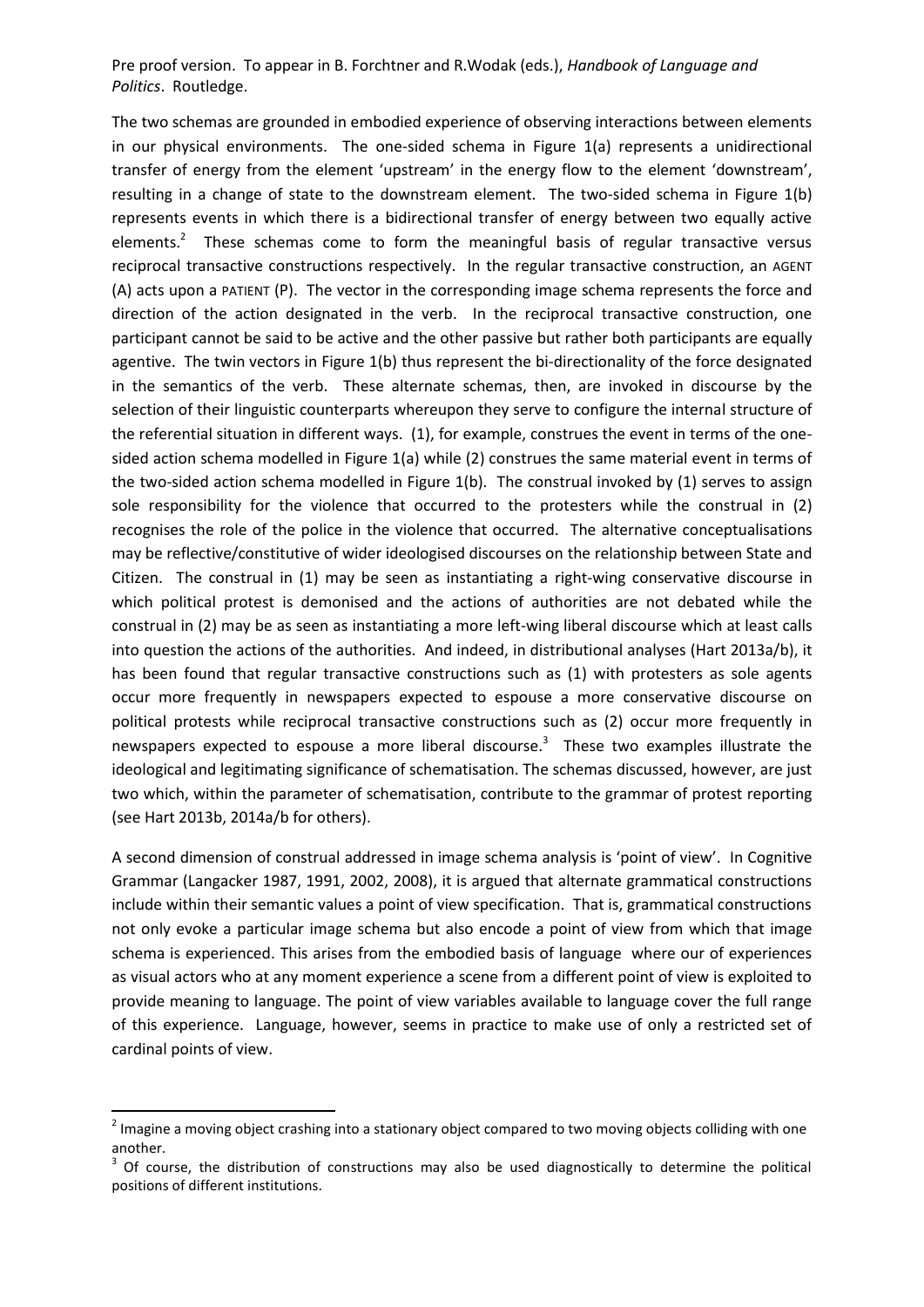The two schemas are grounded in embodied experience of observing interactions between elements in our physical environments. The one-sided schema in Figure 1(a) represents a unidirectional transfer of energy from the element 'upstream' in the energy flow to the element 'downstream', resulting in a change of state to the downstream element. The two-sided schema in Figure 1(b) represents events in which there is a bidirectional transfer of energy between two equally active elements.[2] These schemas come to form the meaningful basis of regular transactive versus reciprocal transactive constructions respectively. In the regular transactive construction, an AGENT (A) acts upon a PATIENT (P). The vector in the corresponding image schema represents the force and direction of the action designated in the verb. In the reciprocal transactive construction, one participant cannot be said to be active and the other passive but rather both participants are equally agentive. The twin vectors in Figure 1(b) thus represent the bi-directionality of the force designated in the semantics of the verb. These alternate schemas, then, are invoked in discourse by the selection of their linguistic counterparts whereupon they serve to configure the internal structure of the referential situation in different ways. (1), for example, construes the event in terms of the one-sided action schema modelled in Figure 1(a) while (2) construes the same material event in terms of the two-sided action schema modelled in Figure 1(b). The construal invoked by (1) serves to assign sole responsibility for the violence that occurred to the protesters while the construal in (2) recognises the role of the police in the violence that occurred. The alternative conceptualisations may be reflective/constitutive of wider ideologised discourses on the relationship between State and Citizen. The construal in (1) may be seen as instantiating a right-wing conservative discourse in which political protest is demonised and the actions of authorities are not debated while the construal in (2) may be as seen as instantiating a more left-wing liberal discourse which at least calls into question the actions of the authorities. And indeed, in distributional analyses (Hart 2013a/b), it has been found that regular transactive constructions such as (1) with protesters as sole agents occur more frequently in newspapers expected to espouse a more conservative discourse on political protests while reciprocal transactive constructions such as (2) occur more frequently in newspapers expected to espouse a more liberal discourse.[3] These two examples illustrate the ideological and legitimating significance of schematisation. The schemas discussed, however, are just two which, within the parameter of schematisation, contribute to the grammar of protest reporting (see Hart 2013b, 2014a/b for others).

A second dimension of construal addressed in image schema analysis is 'point of view'. In Cognitive Grammar (Langacker 1987, 1991, 2002, 2008), it is argued that alternate grammatical constructions include within their semantic values a point of view specification. That is, grammatical constructions not only evoke a particular image schema but also encode a point of view from which that image schema is experienced. This arises from the embodied basis of language where our of experiences as visual actors who at any moment experience a scene from a different point of view is exploited to provide meaning to language. The point of view variables available to language cover the full range of this experience. Language, however, seems in practice to make use of only a restricted set of cardinal points of view.

[2] Imagine a moving object crashing into a stationary object compared to two moving objects colliding with one another.

[3] Of course, the distribution of constructions may also be used diagnostically to determine the political positions of different institutions.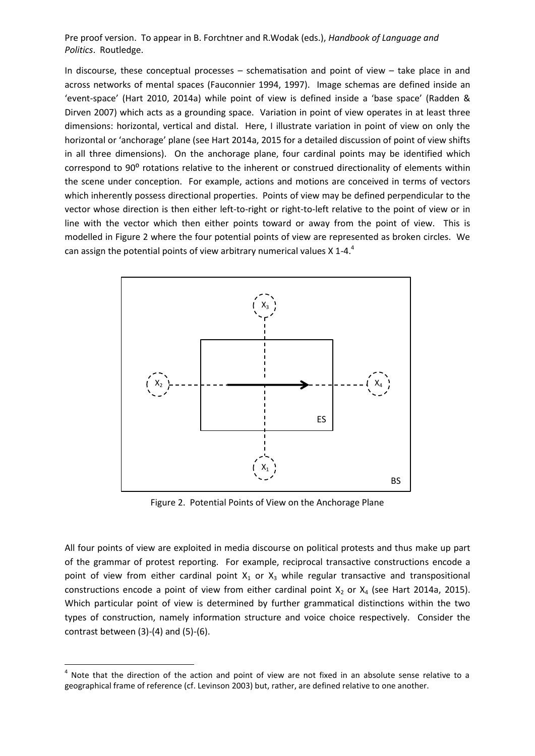In discourse, these conceptual processes – schematisation and point of view – take place in and across networks of mental spaces (Fauconnier 1994, 1997). Image schemas are defined inside an 'event-space' (Hart 2010, 2014a) while point of view is defined inside a 'base space' (Radden & Dirven 2007) which acts as a grounding space. Variation in point of view operates in at least three dimensions: horizontal, vertical and distal. Here, I illustrate variation in point of view on only the horizontal or 'anchorage' plane (see Hart 2014a, 2015 for a detailed discussion of point of view shifts in all three dimensions). On the anchorage plane, four cardinal points may be identified which correspond to 90$^{o}$ rotations relative to the inherent or construed directionality of elements within the scene under conception. For example, actions and motions are conceived in terms of vectors which inherently possess directional properties. Points of view may be defined perpendicular to the vector whose direction is then either left-to-right or right-to-left relative to the point of view or in line with the vector which then either points toward or away from the point of view. This is modelled in Figure 2 where the four potential points of view are represented as broken circles. We can assign the potential points of view arbitrary numerical values X 1-4.[4]

Figure 2. Potential Points of View on the Anchorage Plane

All four points of view are exploited in media discourse on political protests and thus make up part of the grammar of protest reporting. For example, reciprocal transactive constructions encode a point of view from either cardinal point $X_1$ or $X_3$ while regular transactive and transpositional constructions encode a point of view from either cardinal point $X_2$ or $X_4$ (see Hart 2014a, 2015). Which particular point of view is determined by further grammatical distinctions within the two types of construction, namely information structure and voice choice respectively. Consider the contrast between (3)-(4) and (5)-(6).

[4] Note that the direction of the action and point of view are not fixed in an absolute sense relative to a geographical frame of reference (cf. Levinson 2003) but, rather, are defined relative to one another.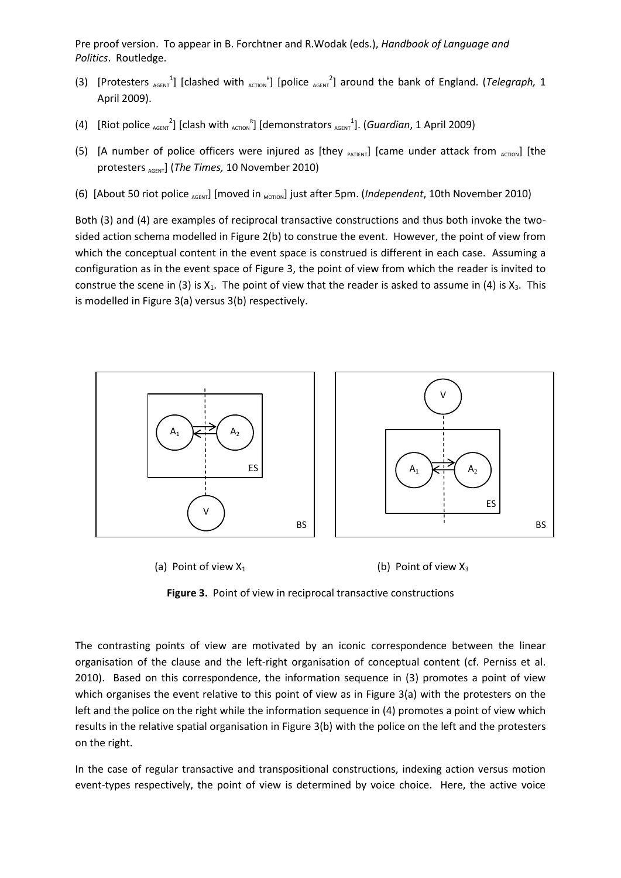Pre proof version. To appear in B. Forchtner and R.Wodak (eds.), *Handbook of Language and Politics*. Routledge.

(3) [Protesters $_{\text{AGENT}}^{1}$] [clashed with $_{\text{ACTION}}^{R}$] [police $_{\text{AGENT}}^{2}$] around the bank of England. (*Telegraph,* 1 April 2009).

(4) [Riot police $_{\text{AGENT}}^{2}$] [clash with $_{\text{ACTION}}^{R}$] [demonstrators $_{\text{AGENT}}^{1}$]. (*Guardian*, 1 April 2009)

(5) [A number of police officers were injured as [they $_{\text{PATIENT}}$] [came under attack from $_{\text{ACTION}}$] [the protesters $_{\text{AGENT}}$] (*The Times,* 10 November 2010)

(6) [About 50 riot police $_{\text{AGENT}}$] [moved in $_{\text{MOTION}}$] just after 5pm. (*Independent*, 10th November 2010)

Both (3) and (4) are examples of reciprocal transactive constructions and thus both invoke the two-sided action schema modelled in Figure 2(b) to construe the event. However, the point of view from which the conceptual content in the event space is construed is different in each case. Assuming a configuration as in the event space of Figure 3, the point of view from which the reader is invited to construe the scene in (3) is $X_1$. The point of view that the reader is asked to assume in (4) is $X_3$. This is modelled in Figure 3(a) versus 3(b) respectively.

(a) Point of view $X_1$ (b) Point of view $X_3$

**Figure 3.** Point of view in reciprocal transactive constructions

The contrasting points of view are motivated by an iconic correspondence between the linear organisation of the clause and the left-right organisation of conceptual content (cf. Perniss et al. 2010). Based on this correspondence, the information sequence in (3) promotes a point of view which organises the event relative to this point of view as in Figure 3(a) with the protesters on the left and the police on the right while the information sequence in (4) promotes a point of view which results in the relative spatial organisation in Figure 3(b) with the police on the left and the protesters on the right.

In the case of regular transactive and transpositional constructions, indexing action versus motion event-types respectively, the point of view is determined by voice choice. Here, the active voice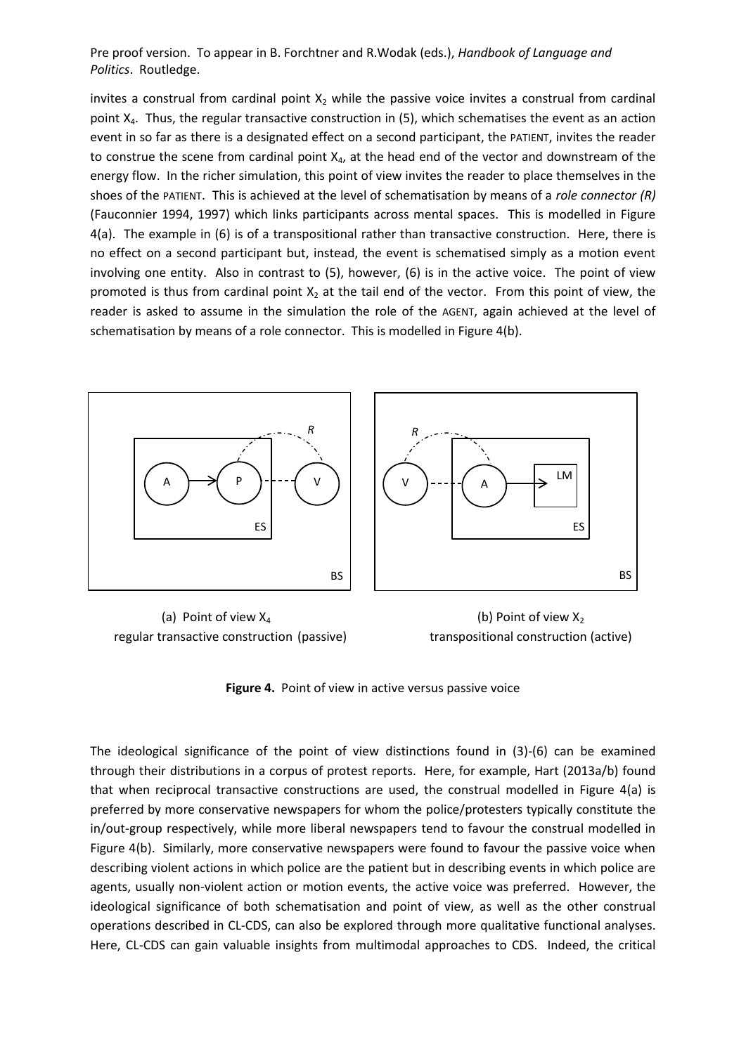invites a construal from cardinal point $X_2$ while the passive voice invites a construal from cardinal point $X_4$. Thus, the regular transactive construction in (5), which schematises the event as an action event in so far as there is a designated effect on a second participant, the PATIENT, invites the reader to construe the scene from cardinal point $X_4$, at the head end of the vector and downstream of the energy flow. In the richer simulation, this point of view invites the reader to place themselves in the shoes of the PATIENT. This is achieved at the level of schematisation by means of a *role connector (R)* (Fauconnier 1994, 1997) which links participants across mental spaces. This is modelled in Figure 4(a). The example in (6) is of a transpositional rather than transactive construction. Here, there is no effect on a second participant but, instead, the event is schematised simply as a motion event involving one entity. Also in contrast to (5), however, (6) is in the active voice. The point of view promoted is thus from cardinal point $X_2$ at the tail end of the vector. From this point of view, the reader is asked to assume in the simulation the role of the AGENT, again achieved at the level of schematisation by means of a role connector. This is modelled in Figure 4(b).

(a) Point of view $X_4$
regular transactive construction (passive)

(b) Point of view $X_2$
transpositional construction (active)

**Figure 4.** Point of view in active versus passive voice

The ideological significance of the point of view distinctions found in (3)-(6) can be examined through their distributions in a corpus of protest reports. Here, for example, Hart (2013a/b) found that when reciprocal transactive constructions are used, the construal modelled in Figure 4(a) is preferred by more conservative newspapers for whom the police/protesters typically constitute the in/out-group respectively, while more liberal newspapers tend to favour the construal modelled in Figure 4(b). Similarly, more conservative newspapers were found to favour the passive voice when describing violent actions in which police are the patient but in describing events in which police are agents, usually non-violent action or motion events, the active voice was preferred. However, the ideological significance of both schematisation and point of view, as well as the other construal operations described in CL-CDS, can also be explored through more qualitative functional analyses. Here, CL-CDS can gain valuable insights from multimodal approaches to CDS. Indeed, the critical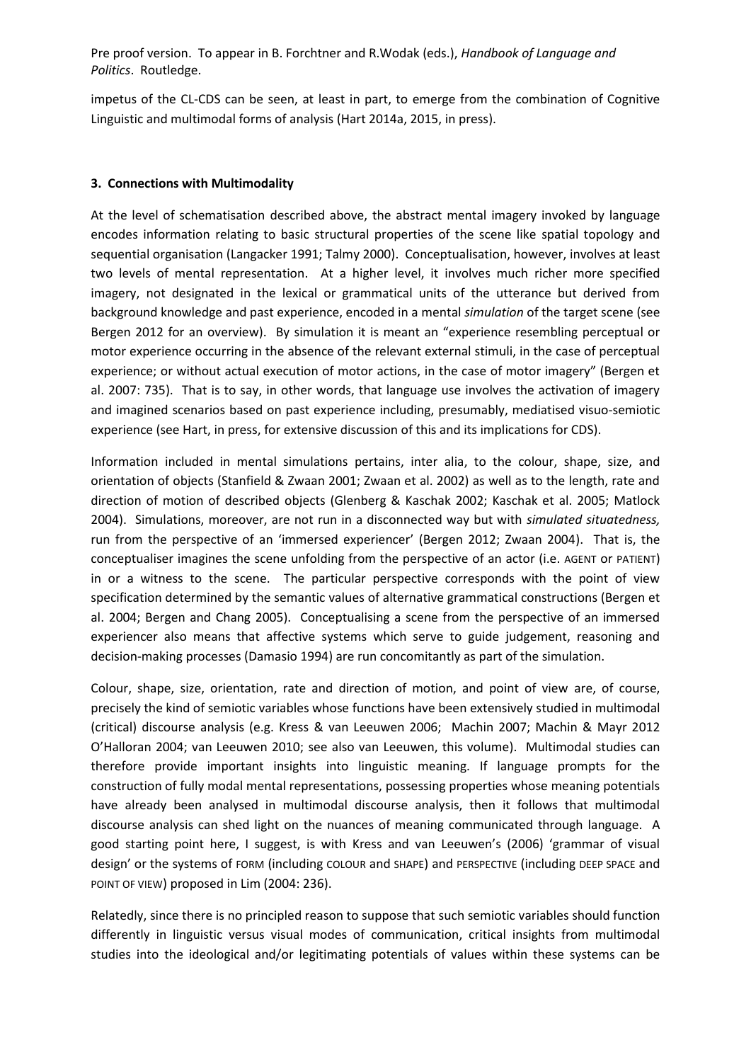impetus of the CL-CDS can be seen, at least in part, to emerge from the combination of Cognitive Linguistic and multimodal forms of analysis (Hart 2014a, 2015, in press).

### 3. Connections with Multimodality

At the level of schematisation described above, the abstract mental imagery invoked by language encodes information relating to basic structural properties of the scene like spatial topology and sequential organisation (Langacker 1991; Talmy 2000). Conceptualisation, however, involves at least two levels of mental representation. At a higher level, it involves much richer more specified imagery, not designated in the lexical or grammatical units of the utterance but derived from background knowledge and past experience, encoded in a mental *simulation* of the target scene (see Bergen 2012 for an overview). By simulation it is meant an "experience resembling perceptual or motor experience occurring in the absence of the relevant external stimuli, in the case of perceptual experience; or without actual execution of motor actions, in the case of motor imagery" (Bergen et al. 2007: 735). That is to say, in other words, that language use involves the activation of imagery and imagined scenarios based on past experience including, presumably, mediatised visuo-semiotic experience (see Hart, in press, for extensive discussion of this and its implications for CDS).

Information included in mental simulations pertains, inter alia, to the colour, shape, size, and orientation of objects (Stanfield & Zwaan 2001; Zwaan et al. 2002) as well as to the length, rate and direction of motion of described objects (Glenberg & Kaschak 2002; Kaschak et al. 2005; Matlock 2004). Simulations, moreover, are not run in a disconnected way but with *simulated situatedness,* run from the perspective of an 'immersed experiencer' (Bergen 2012; Zwaan 2004). That is, the conceptualiser imagines the scene unfolding from the perspective of an actor (i.e. AGENT or PATIENT) in or a witness to the scene. The particular perspective corresponds with the point of view specification determined by the semantic values of alternative grammatical constructions (Bergen et al. 2004; Bergen and Chang 2005). Conceptualising a scene from the perspective of an immersed experiencer also means that affective systems which serve to guide judgement, reasoning and decision-making processes (Damasio 1994) are run concomitantly as part of the simulation.

Colour, shape, size, orientation, rate and direction of motion, and point of view are, of course, precisely the kind of semiotic variables whose functions have been extensively studied in multimodal (critical) discourse analysis (e.g. Kress & van Leeuwen 2006; Machin 2007; Machin & Mayr 2012 O'Halloran 2004; van Leeuwen 2010; see also van Leeuwen, this volume). Multimodal studies can therefore provide important insights into linguistic meaning. If language prompts for the construction of fully modal mental representations, possessing properties whose meaning potentials have already been analysed in multimodal discourse analysis, then it follows that multimodal discourse analysis can shed light on the nuances of meaning communicated through language. A good starting point here, I suggest, is with Kress and van Leeuwen's (2006) 'grammar of visual design' or the systems of FORM (including COLOUR and SHAPE) and PERSPECTIVE (including DEEP SPACE and POINT OF VIEW) proposed in Lim (2004: 236).

Relatedly, since there is no principled reason to suppose that such semiotic variables should function differently in linguistic versus visual modes of communication, critical insights from multimodal studies into the ideological and/or legitimating potentials of values within these systems can be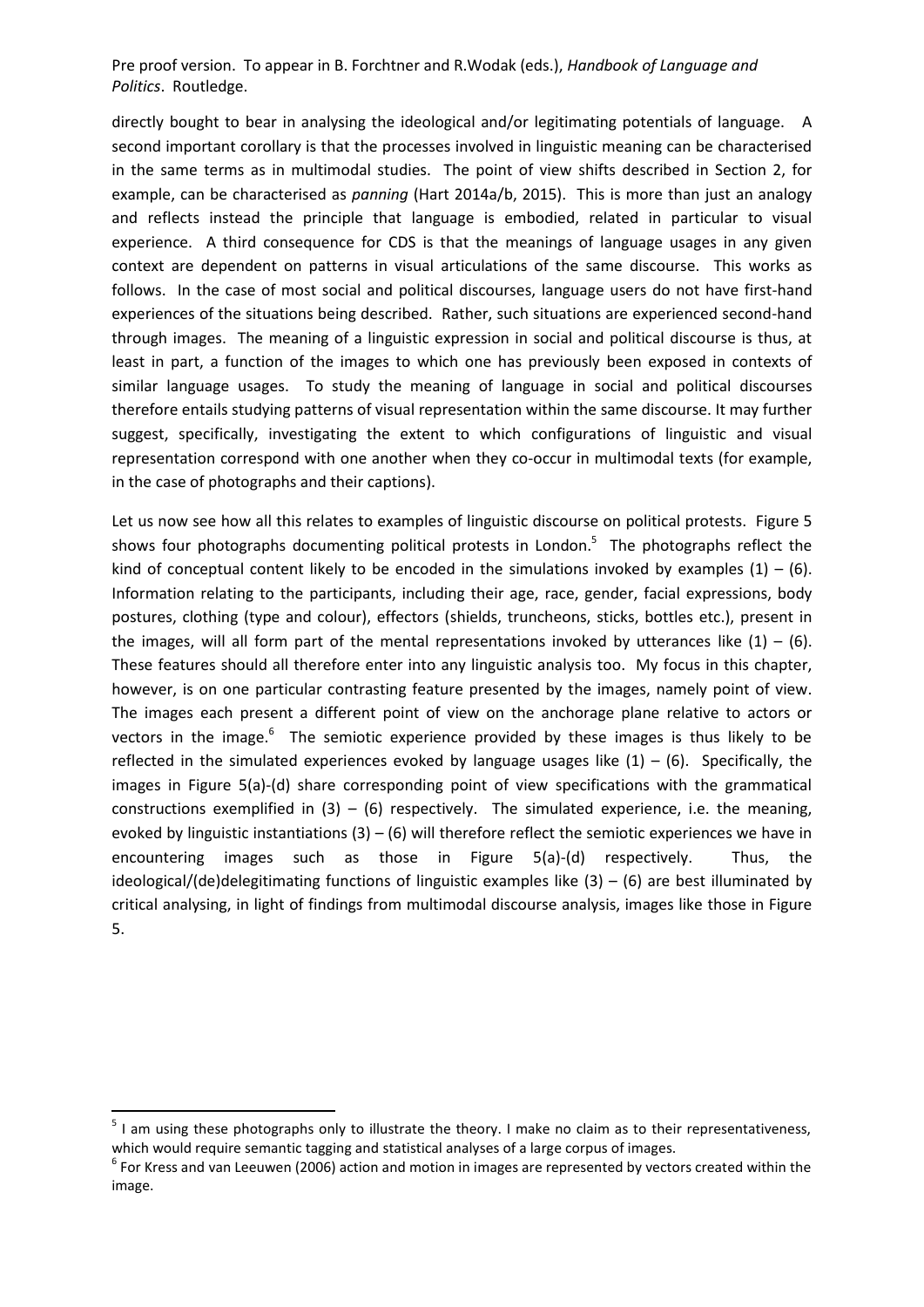directly bought to bear in analysing the ideological and/or legitimating potentials of language. A second important corollary is that the processes involved in linguistic meaning can be characterised in the same terms as in multimodal studies. The point of view shifts described in Section 2, for example, can be characterised as *panning* (Hart 2014a/b, 2015). This is more than just an analogy and reflects instead the principle that language is embodied, related in particular to visual experience. A third consequence for CDS is that the meanings of language usages in any given context are dependent on patterns in visual articulations of the same discourse. This works as follows. In the case of most social and political discourses, language users do not have first-hand experiences of the situations being described. Rather, such situations are experienced second-hand through images. The meaning of a linguistic expression in social and political discourse is thus, at least in part, a function of the images to which one has previously been exposed in contexts of similar language usages. To study the meaning of language in social and political discourses therefore entails studying patterns of visual representation within the same discourse. It may further suggest, specifically, investigating the extent to which configurations of linguistic and visual representation correspond with one another when they co-occur in multimodal texts (for example, in the case of photographs and their captions).

Let us now see how all this relates to examples of linguistic discourse on political protests. Figure 5 shows four photographs documenting political protests in London.[5] The photographs reflect the kind of conceptual content likely to be encoded in the simulations invoked by examples (1) – (6). Information relating to the participants, including their age, race, gender, facial expressions, body postures, clothing (type and colour), effectors (shields, truncheons, sticks, bottles etc.), present in the images, will all form part of the mental representations invoked by utterances like (1) – (6). These features should all therefore enter into any linguistic analysis too. My focus in this chapter, however, is on one particular contrasting feature presented by the images, namely point of view. The images each present a different point of view on the anchorage plane relative to actors or vectors in the image.[6] The semiotic experience provided by these images is thus likely to be reflected in the simulated experiences evoked by language usages like (1) – (6). Specifically, the images in Figure 5(a)-(d) share corresponding point of view specifications with the grammatical constructions exemplified in (3) – (6) respectively. The simulated experience, i.e. the meaning, evoked by linguistic instantiations (3) – (6) will therefore reflect the semiotic experiences we have in encountering images such as those in Figure 5(a)-(d) respectively. Thus, the ideological/(de)delegitimating functions of linguistic examples like (3) – (6) are best illuminated by critical analysing, in light of findings from multimodal discourse analysis, images like those in Figure 5.

---

[5] I am using these photographs only to illustrate the theory. I make no claim as to their representativeness, which would require semantic tagging and statistical analyses of a large corpus of images.

[6] For Kress and van Leeuwen (2006) action and motion in images are represented by vectors created within the image.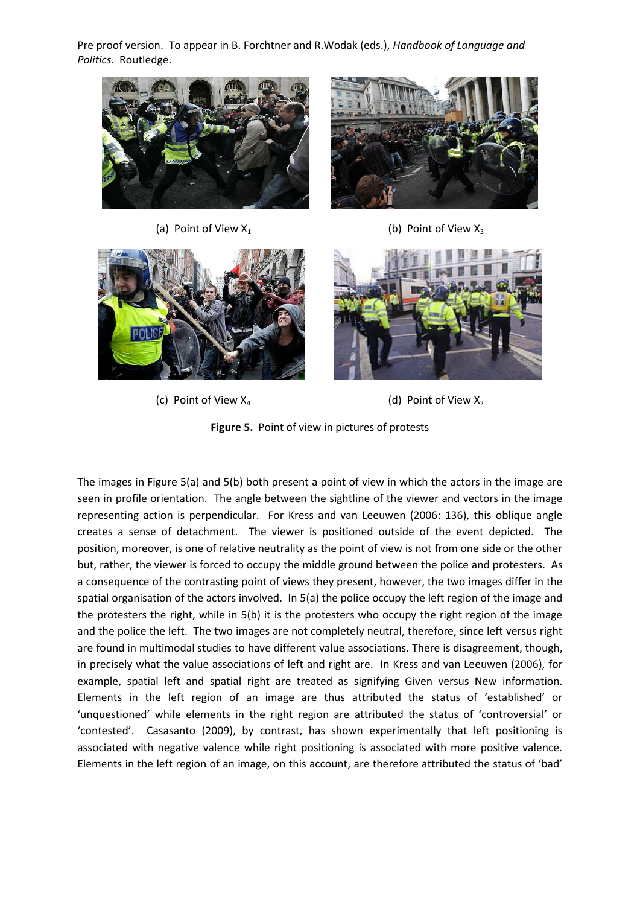Pre proof version. To appear in B. Forchtner and R.Wodak (eds.), *Handbook of Language and Politics*. Routledge.

(a) Point of View $X_1$

(b) Point of View $X_3$

(c) Point of View $X_4$

(d) Point of View $X_2$

**Figure 5.** Point of view in pictures of protests

The images in Figure 5(a) and 5(b) both present a point of view in which the actors in the image are seen in profile orientation. The angle between the sightline of the viewer and vectors in the image representing action is perpendicular. For Kress and van Leeuwen (2006: 136), this oblique angle creates a sense of detachment. The viewer is positioned outside of the event depicted. The position, moreover, is one of relative neutrality as the point of view is not from one side or the other but, rather, the viewer is forced to occupy the middle ground between the police and protesters. As a consequence of the contrasting point of views they present, however, the two images differ in the spatial organisation of the actors involved. In 5(a) the police occupy the left region of the image and the protesters the right, while in 5(b) it is the protesters who occupy the right region of the image and the police the left. The two images are not completely neutral, therefore, since left versus right are found in multimodal studies to have different value associations. There is disagreement, though, in precisely what the value associations of left and right are. In Kress and van Leeuwen (2006), for example, spatial left and spatial right are treated as signifying Given versus New information. Elements in the left region of an image are thus attributed the status of 'established' or 'unquestioned' while elements in the right region are attributed the status of 'controversial' or 'contested'. Casasanto (2009), by contrast, has shown experimentally that left positioning is associated with negative valence while right positioning is associated with more positive valence. Elements in the left region of an image, on this account, are therefore attributed the status of 'bad'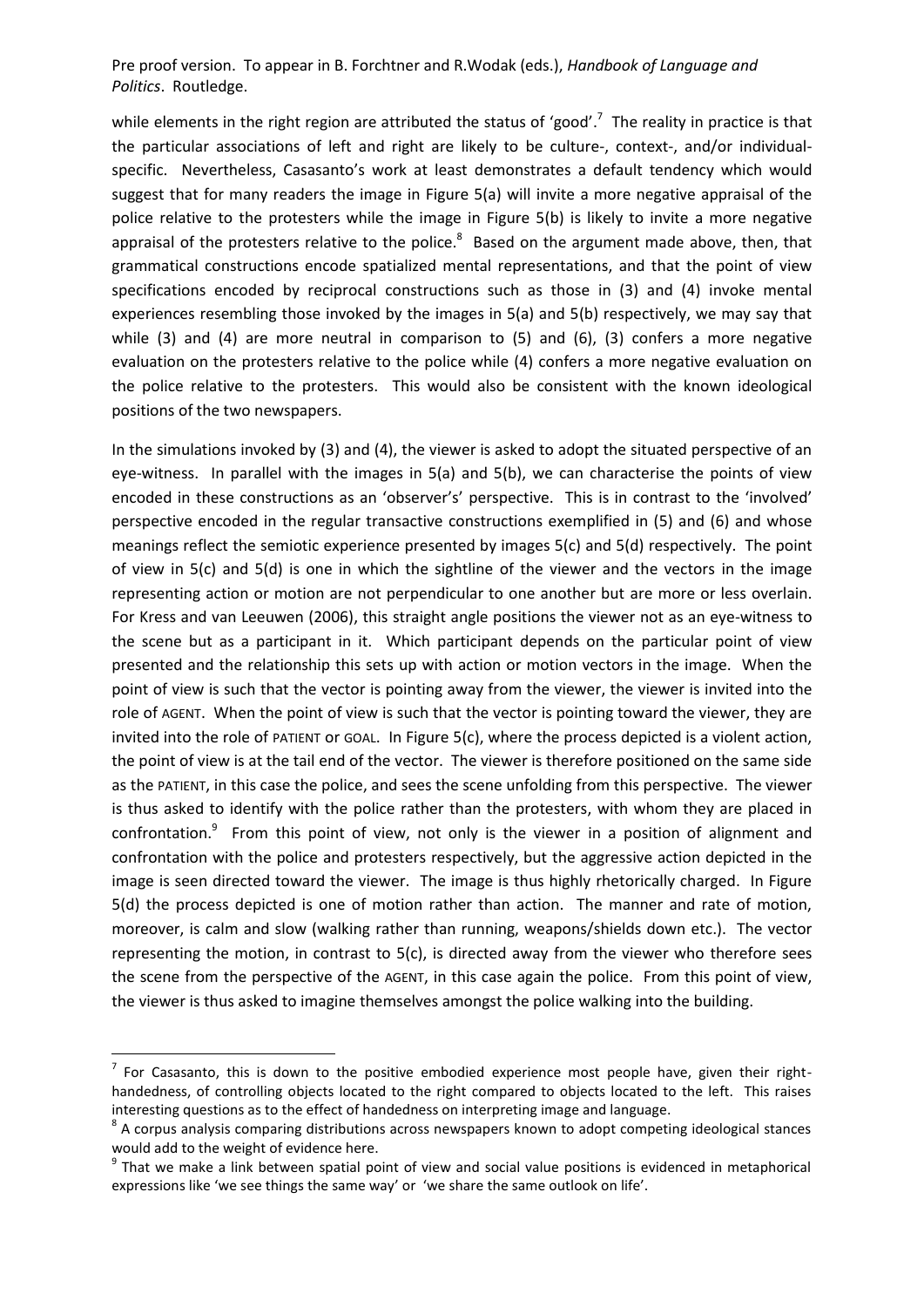while elements in the right region are attributed the status of 'good'.[7] The reality in practice is that the particular associations of left and right are likely to be culture-, context-, and/or individual-specific. Nevertheless, Casasanto's work at least demonstrates a default tendency which would suggest that for many readers the image in Figure 5(a) will invite a more negative appraisal of the police relative to the protesters while the image in Figure 5(b) is likely to invite a more negative appraisal of the protesters relative to the police.[8] Based on the argument made above, then, that grammatical constructions encode spatialized mental representations, and that the point of view specifications encoded by reciprocal constructions such as those in (3) and (4) invoke mental experiences resembling those invoked by the images in 5(a) and 5(b) respectively, we may say that while (3) and (4) are more neutral in comparison to (5) and (6), (3) confers a more negative evaluation on the protesters relative to the police while (4) confers a more negative evaluation on the police relative to the protesters. This would also be consistent with the known ideological positions of the two newspapers.

In the simulations invoked by (3) and (4), the viewer is asked to adopt the situated perspective of an eye-witness. In parallel with the images in 5(a) and 5(b), we can characterise the points of view encoded in these constructions as an 'observer's' perspective. This is in contrast to the 'involved' perspective encoded in the regular transactive constructions exemplified in (5) and (6) and whose meanings reflect the semiotic experience presented by images 5(c) and 5(d) respectively. The point of view in 5(c) and 5(d) is one in which the sightline of the viewer and the vectors in the image representing action or motion are not perpendicular to one another but are more or less overlain. For Kress and van Leeuwen (2006), this straight angle positions the viewer not as an eye-witness to the scene but as a participant in it. Which participant depends on the particular point of view presented and the relationship this sets up with action or motion vectors in the image. When the point of view is such that the vector is pointing away from the viewer, the viewer is invited into the role of AGENT. When the point of view is such that the vector is pointing toward the viewer, they are invited into the role of PATIENT or GOAL. In Figure 5(c), where the process depicted is a violent action, the point of view is at the tail end of the vector. The viewer is therefore positioned on the same side as the PATIENT, in this case the police, and sees the scene unfolding from this perspective. The viewer is thus asked to identify with the police rather than the protesters, with whom they are placed in confrontation.[9] From this point of view, not only is the viewer in a position of alignment and confrontation with the police and protesters respectively, but the aggressive action depicted in the image is seen directed toward the viewer. The image is thus highly rhetorically charged. In Figure 5(d) the process depicted is one of motion rather than action. The manner and rate of motion, moreover, is calm and slow (walking rather than running, weapons/shields down etc.). The vector representing the motion, in contrast to 5(c), is directed away from the viewer who therefore sees the scene from the perspective of the AGENT, in this case again the police. From this point of view, the viewer is thus asked to imagine themselves amongst the police walking into the building.

---

[7] For Casasanto, this is down to the positive embodied experience most people have, given their right-handedness, of controlling objects located to the right compared to objects located to the left. This raises interesting questions as to the effect of handedness on interpreting image and language.

[8] A corpus analysis comparing distributions across newspapers known to adopt competing ideological stances would add to the weight of evidence here.

[9] That we make a link between spatial point of view and social value positions is evidenced in metaphorical expressions like 'we see things the same way' or 'we share the same outlook on life'.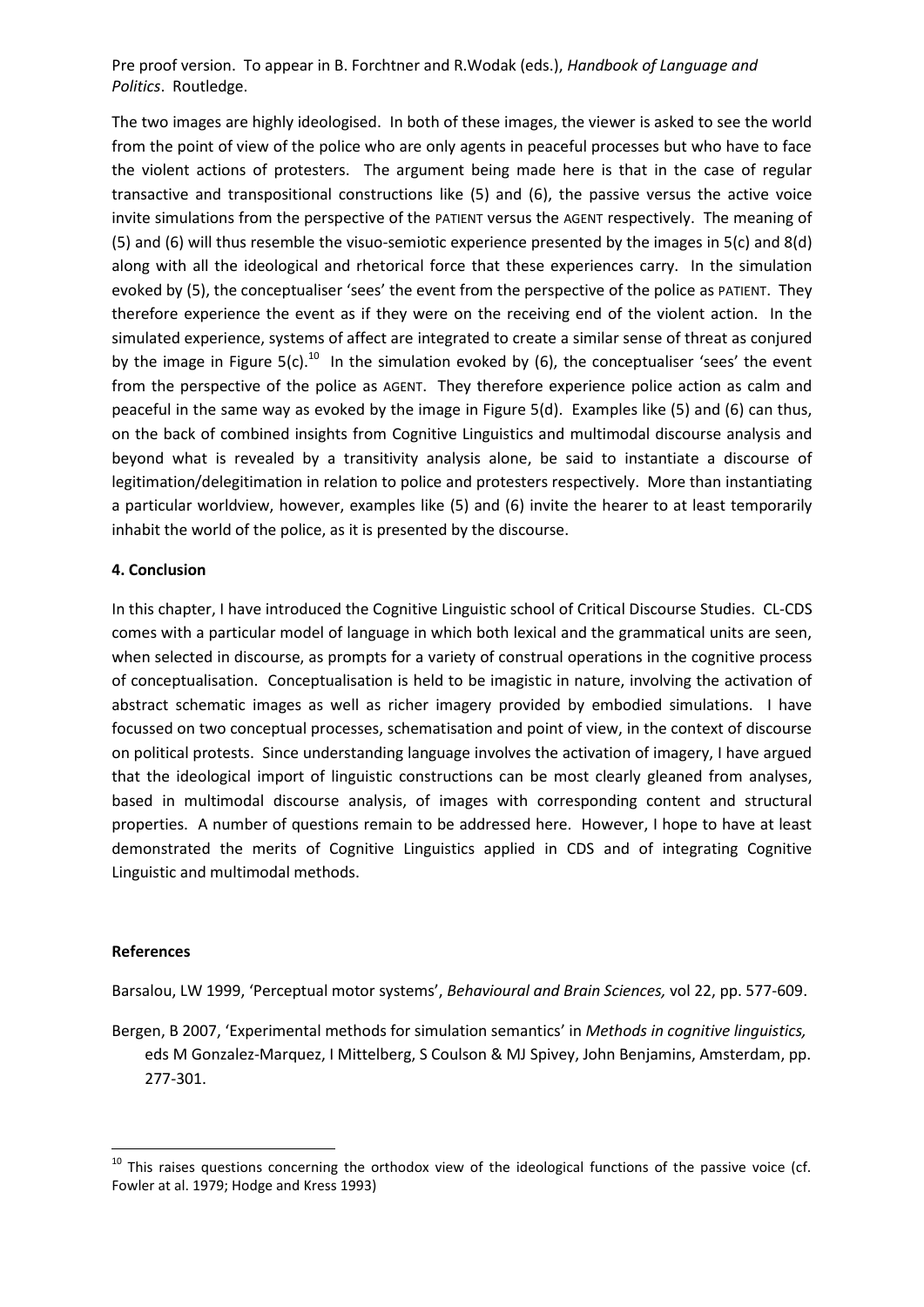The two images are highly ideologised. In both of these images, the viewer is asked to see the world from the point of view of the police who are only agents in peaceful processes but who have to face the violent actions of protesters. The argument being made here is that in the case of regular transactive and transpositional constructions like (5) and (6), the passive versus the active voice invite simulations from the perspective of the PATIENT versus the AGENT respectively. The meaning of (5) and (6) will thus resemble the visuo-semiotic experience presented by the images in 5(c) and 8(d) along with all the ideological and rhetorical force that these experiences carry. In the simulation evoked by (5), the conceptualiser 'sees' the event from the perspective of the police as PATIENT. They therefore experience the event as if they were on the receiving end of the violent action. In the simulated experience, systems of affect are integrated to create a similar sense of threat as conjured by the image in Figure 5(c).[10] In the simulation evoked by (6), the conceptualiser 'sees' the event from the perspective of the police as AGENT. They therefore experience police action as calm and peaceful in the same way as evoked by the image in Figure 5(d). Examples like (5) and (6) can thus, on the back of combined insights from Cognitive Linguistics and multimodal discourse analysis and beyond what is revealed by a transitivity analysis alone, be said to instantiate a discourse of legitimation/delegitimation in relation to police and protesters respectively. More than instantiating a particular worldview, however, examples like (5) and (6) invite the hearer to at least temporarily inhabit the world of the police, as it is presented by the discourse.

## 4. Conclusion

In this chapter, I have introduced the Cognitive Linguistic school of Critical Discourse Studies. CL-CDS comes with a particular model of language in which both lexical and the grammatical units are seen, when selected in discourse, as prompts for a variety of construal operations in the cognitive process of conceptualisation. Conceptualisation is held to be imagistic in nature, involving the activation of abstract schematic images as well as richer imagery provided by embodied simulations. I have focussed on two conceptual processes, schematisation and point of view, in the context of discourse on political protests. Since understanding language involves the activation of imagery, I have argued that the ideological import of linguistic constructions can be most clearly gleaned from analyses, based in multimodal discourse analysis, of images with corresponding content and structural properties. A number of questions remain to be addressed here. However, I hope to have at least demonstrated the merits of Cognitive Linguistics applied in CDS and of integrating Cognitive Linguistic and multimodal methods.

## References

Barsalou, LW 1999, 'Perceptual motor systems', *Behavioural and Brain Sciences,* vol 22, pp. 577-609.

Bergen, B 2007, 'Experimental methods for simulation semantics' in *Methods in cognitive linguistics,* eds M Gonzalez-Marquez, I Mittelberg, S Coulson & MJ Spivey, John Benjamins, Amsterdam, pp. 277-301.

[10] This raises questions concerning the orthodox view of the ideological functions of the passive voice (cf. Fowler at al. 1979; Hodge and Kress 1993)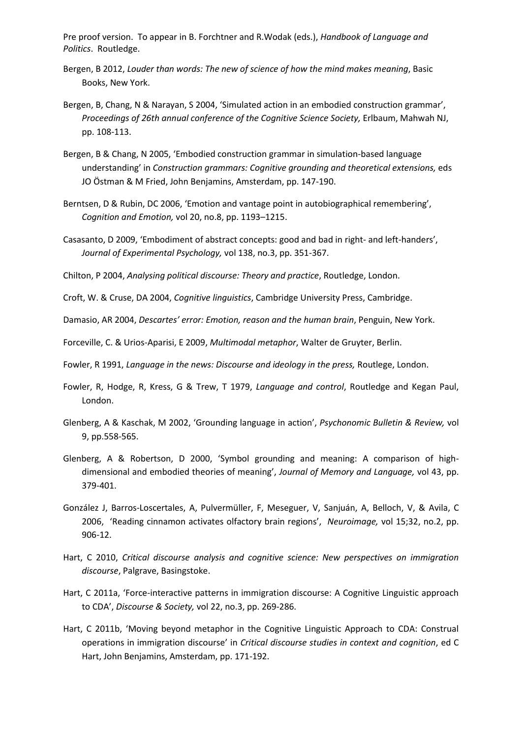Pre proof version. To appear in B. Forchtner and R.Wodak (eds.), *Handbook of Language and Politics*. Routledge.

Bergen, B 2012, *Louder than words: The new of science of how the mind makes meaning*, Basic Books, New York.

Bergen, B, Chang, N & Narayan, S 2004, 'Simulated action in an embodied construction grammar', *Proceedings of 26th annual conference of the Cognitive Science Society,* Erlbaum, Mahwah NJ, pp. 108-113.

Bergen, B & Chang, N 2005, 'Embodied construction grammar in simulation-based language understanding' in *Construction grammars: Cognitive grounding and theoretical extensions,* eds JO Östman & M Fried, John Benjamins, Amsterdam, pp. 147-190.

Berntsen, D & Rubin, DC 2006, 'Emotion and vantage point in autobiographical remembering', *Cognition and Emotion,* vol 20, no.8, pp. 1193–1215.

Casasanto, D 2009, 'Embodiment of abstract concepts: good and bad in right- and left-handers', *Journal of Experimental Psychology,* vol 138, no.3, pp. 351-367.

Chilton, P 2004, *Analysing political discourse: Theory and practice*, Routledge, London.

Croft, W. & Cruse, DA 2004, *Cognitive linguistics*, Cambridge University Press, Cambridge.

Damasio, AR 2004, *Descartes' error: Emotion, reason and the human brain*, Penguin, New York.

Forceville, C. & Urios-Aparisi, E 2009, *Multimodal metaphor*, Walter de Gruyter, Berlin.

Fowler, R 1991, *Language in the news: Discourse and ideology in the press,* Routlege, London.

Fowler, R, Hodge, R, Kress, G & Trew, T 1979, *Language and control*, Routledge and Kegan Paul, London.

Glenberg, A & Kaschak, M 2002, 'Grounding language in action', *Psychonomic Bulletin & Review,* vol 9, pp.558-565.

Glenberg, A & Robertson, D 2000, 'Symbol grounding and meaning: A comparison of high-dimensional and embodied theories of meaning', *Journal of Memory and Language,* vol 43, pp. 379-401.

González J, Barros-Loscertales, A, Pulvermüller, F, Meseguer, V, Sanjuán, A, Belloch, V, & Avila, C 2006, 'Reading cinnamon activates olfactory brain regions', *Neuroimage,* vol 15;32, no.2, pp. 906-12.

Hart, C 2010, *Critical discourse analysis and cognitive science: New perspectives on immigration discourse*, Palgrave, Basingstoke.

Hart, C 2011a, 'Force-interactive patterns in immigration discourse: A Cognitive Linguistic approach to CDA', *Discourse & Society,* vol 22, no.3, pp. 269-286.

Hart, C 2011b, 'Moving beyond metaphor in the Cognitive Linguistic Approach to CDA: Construal operations in immigration discourse' in *Critical discourse studies in context and cognition*, ed C Hart, John Benjamins, Amsterdam, pp. 171-192.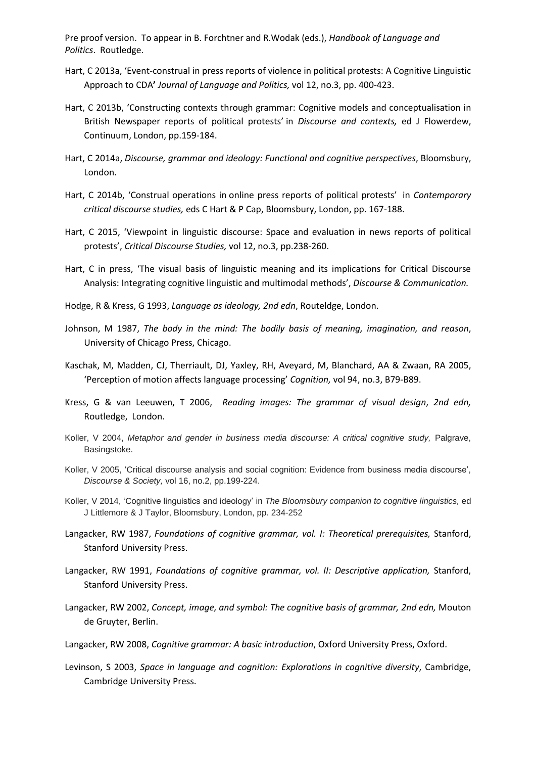Pre proof version. To appear in B. Forchtner and R.Wodak (eds.), *Handbook of Language and Politics*. Routledge.

Hart, C 2013a, 'Event-construal in press reports of violence in political protests: A Cognitive Linguistic Approach to CDA' *Journal of Language and Politics,* vol 12, no.3, pp. 400-423.

Hart, C 2013b, 'Constructing contexts through grammar: Cognitive models and conceptualisation in British Newspaper reports of political protests' in *Discourse and contexts,* ed J Flowerdew, Continuum, London, pp.159-184.

Hart, C 2014a, *Discourse, grammar and ideology: Functional and cognitive perspectives*, Bloomsbury, London.

Hart, C 2014b, 'Construal operations in online press reports of political protests' in *Contemporary critical discourse studies,* eds C Hart & P Cap, Bloomsbury, London, pp. 167-188.

Hart, C 2015, 'Viewpoint in linguistic discourse: Space and evaluation in news reports of political protests', *Critical Discourse Studies,* vol 12, no.3, pp.238-260.

Hart, C in press, 'The visual basis of linguistic meaning and its implications for Critical Discourse Analysis: Integrating cognitive linguistic and multimodal methods', *Discourse & Communication.*

Hodge, R & Kress, G 1993, *Language as ideology, 2nd edn*, Routeldge, London.

Johnson, M 1987, *The body in the mind: The bodily basis of meaning, imagination, and reason*, University of Chicago Press, Chicago.

Kaschak, M, Madden, CJ, Therriault, DJ, Yaxley, RH, Aveyard, M, Blanchard, AA & Zwaan, RA 2005, 'Perception of motion affects language processing' *Cognition,* vol 94, no.3, B79-B89.

Kress, G & van Leeuwen, T 2006, *Reading images: The grammar of visual design*, *2nd edn,* Routledge, London.

Koller, V 2004, *Metaphor and gender in business media discourse: A critical cognitive study,* Palgrave, Basingstoke.

Koller, V 2005, 'Critical discourse analysis and social cognition: Evidence from business media discourse', *Discourse & Society,* vol 16, no.2, pp.199-224.

Koller, V 2014, 'Cognitive linguistics and ideology' in *The Bloomsbury companion to cognitive linguistics,* ed J Littlemore & J Taylor, Bloomsbury, London, pp. 234-252

Langacker, RW 1987, *Foundations of cognitive grammar, vol. I: Theoretical prerequisites,* Stanford, Stanford University Press.

Langacker, RW 1991, *Foundations of cognitive grammar, vol. II: Descriptive application,* Stanford, Stanford University Press.

Langacker, RW 2002, *Concept, image, and symbol: The cognitive basis of grammar, 2nd edn,* Mouton de Gruyter, Berlin.

Langacker, RW 2008, *Cognitive grammar: A basic introduction*, Oxford University Press, Oxford.

Levinson, S 2003, *Space in language and cognition: Explorations in cognitive diversity*, Cambridge, Cambridge University Press.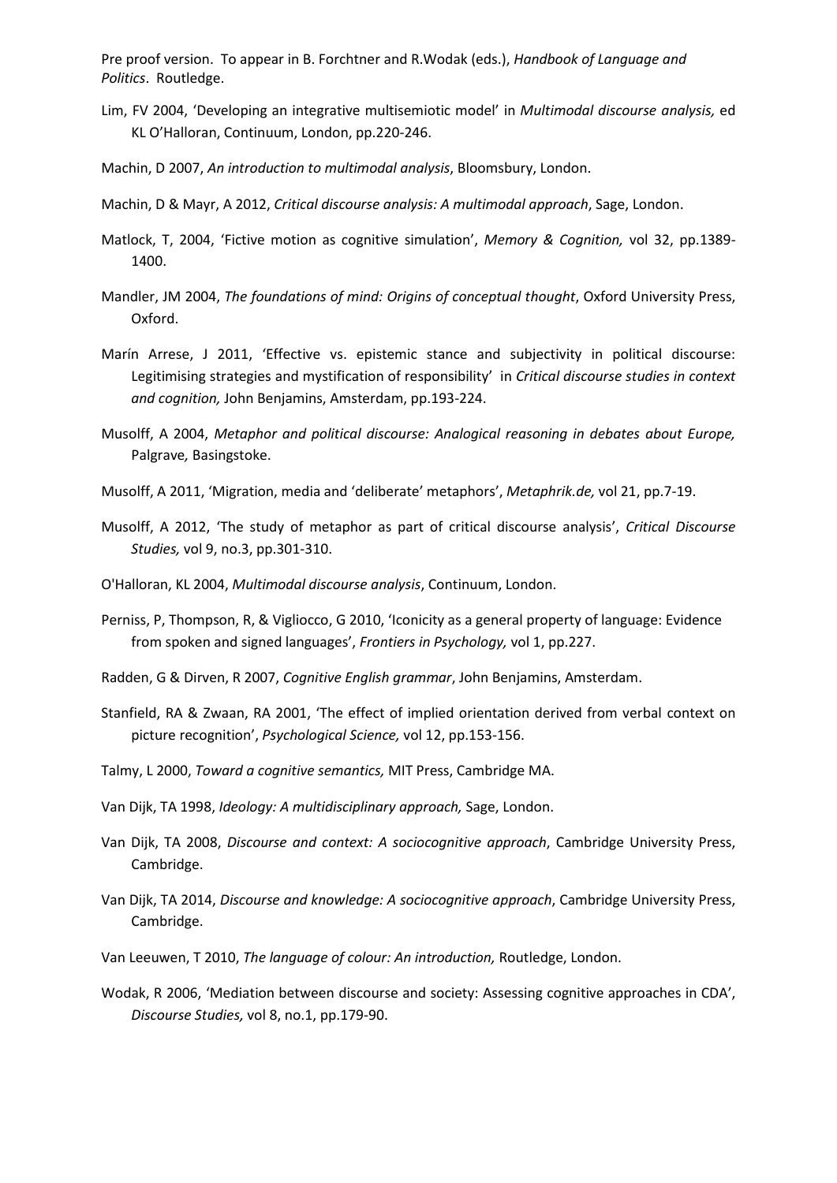Pre proof version. To appear in B. Forchtner and R.Wodak (eds.), *Handbook of Language and Politics*. Routledge.

Lim, FV 2004, 'Developing an integrative multisemiotic model' in *Multimodal discourse analysis,* ed KL O'Halloran, Continuum, London, pp.220-246.

Machin, D 2007, *An introduction to multimodal analysis*, Bloomsbury, London.

Machin, D & Mayr, A 2012, *Critical discourse analysis: A multimodal approach*, Sage, London.

Matlock, T, 2004, 'Fictive motion as cognitive simulation', *Memory & Cognition,* vol 32, pp.1389-1400.

Mandler, JM 2004, *The foundations of mind: Origins of conceptual thought*, Oxford University Press, Oxford.

Marín Arrese, J 2011, 'Effective vs. epistemic stance and subjectivity in political discourse: Legitimising strategies and mystification of responsibility' in *Critical discourse studies in context and cognition,* John Benjamins, Amsterdam, pp.193-224.

Musolff, A 2004, *Metaphor and political discourse: Analogical reasoning in debates about Europe,* Palgrave*,* Basingstoke.

Musolff, A 2011, 'Migration, media and 'deliberate' metaphors', *Metaphrik.de,* vol 21, pp.7-19.

Musolff, A 2012, 'The study of metaphor as part of critical discourse analysis', *Critical Discourse Studies,* vol 9, no.3, pp.301-310.

O'Halloran, KL 2004, *Multimodal discourse analysis*, Continuum, London.

Perniss, P, Thompson, R, & Vigliocco, G 2010, 'Iconicity as a general property of language: Evidence from spoken and signed languages', *Frontiers in Psychology,* vol 1, pp.227.

Radden, G & Dirven, R 2007, *Cognitive English grammar*, John Benjamins, Amsterdam.

Stanfield, RA & Zwaan, RA 2001, 'The effect of implied orientation derived from verbal context on picture recognition', *Psychological Science,* vol 12, pp.153-156.

Talmy, L 2000, *Toward a cognitive semantics,* MIT Press, Cambridge MA.

Van Dijk, TA 1998, *Ideology: A multidisciplinary approach,* Sage, London.

Van Dijk, TA 2008, *Discourse and context: A sociocognitive approach*, Cambridge University Press, Cambridge.

Van Dijk, TA 2014, *Discourse and knowledge: A sociocognitive approach*, Cambridge University Press, Cambridge.

Van Leeuwen, T 2010, *The language of colour: An introduction,* Routledge, London.

Wodak, R 2006, 'Mediation between discourse and society: Assessing cognitive approaches in CDA', *Discourse Studies,* vol 8, no.1, pp.179-90.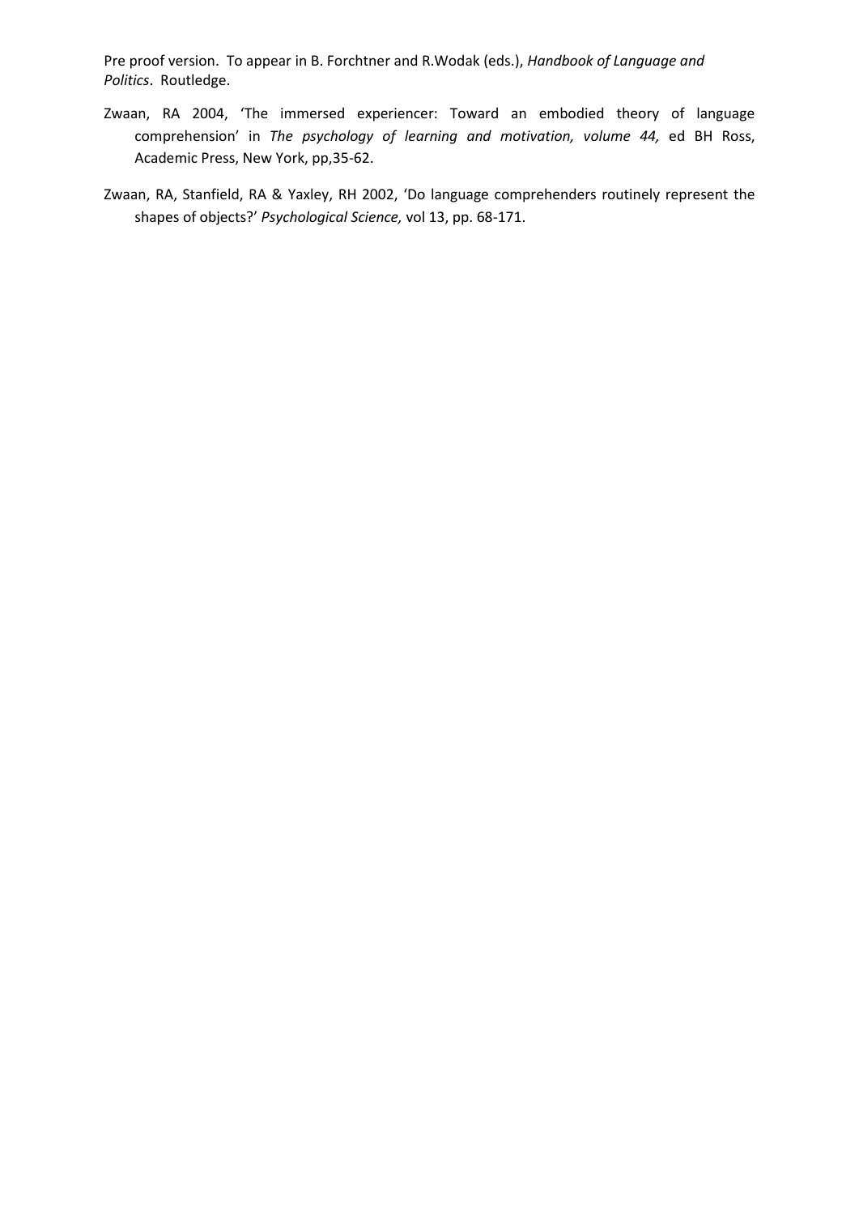Zwaan, RA 2004, 'The immersed experiencer: Toward an embodied theory of language comprehension' in *The psychology of learning and motivation, volume 44,* ed BH Ross, Academic Press, New York, pp,35-62.

Zwaan, RA, Stanfield, RA & Yaxley, RH 2002, 'Do language comprehenders routinely represent the shapes of objects?' *Psychological Science,* vol 13, pp. 68-171.